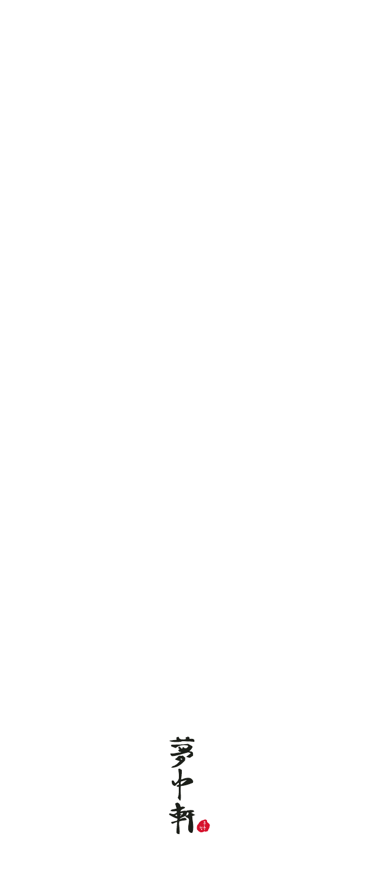夢中軒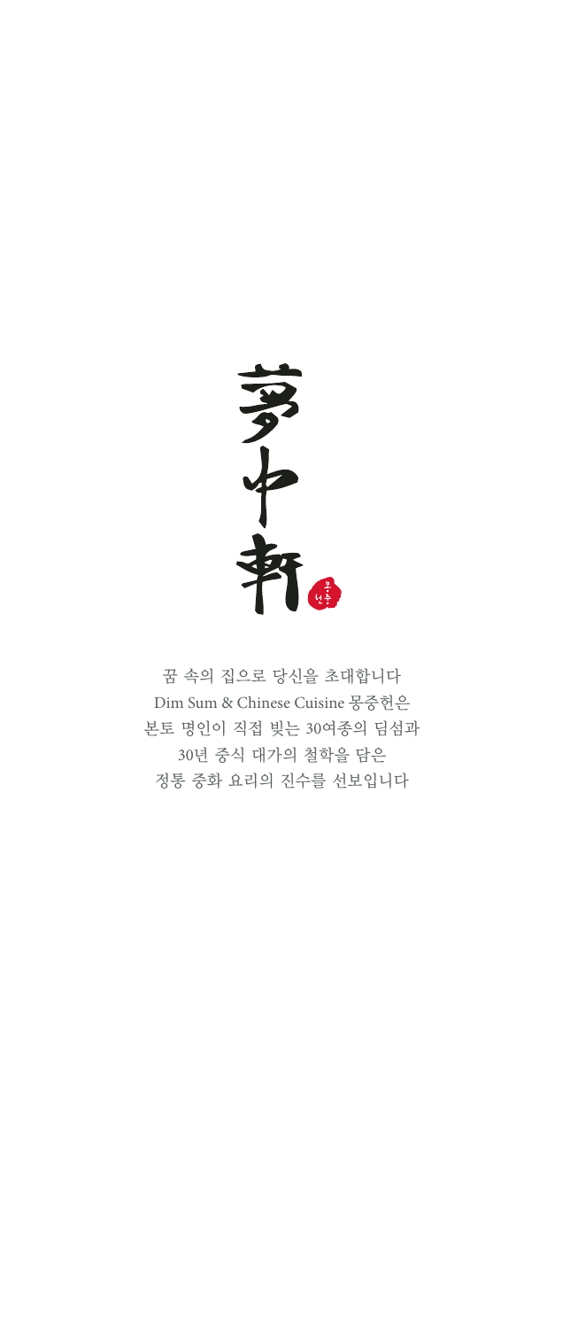# 夢中軒

꿈 속의 집으로 당신을 초대합니다
Dim Sum & Chinese Cuisine 몽중헌은
본토 명인이 직접 빚는 30여종의 딤섬과
30년 중식 대가의 철학을 담은
정통 중화 요리의 진수를 선보입니다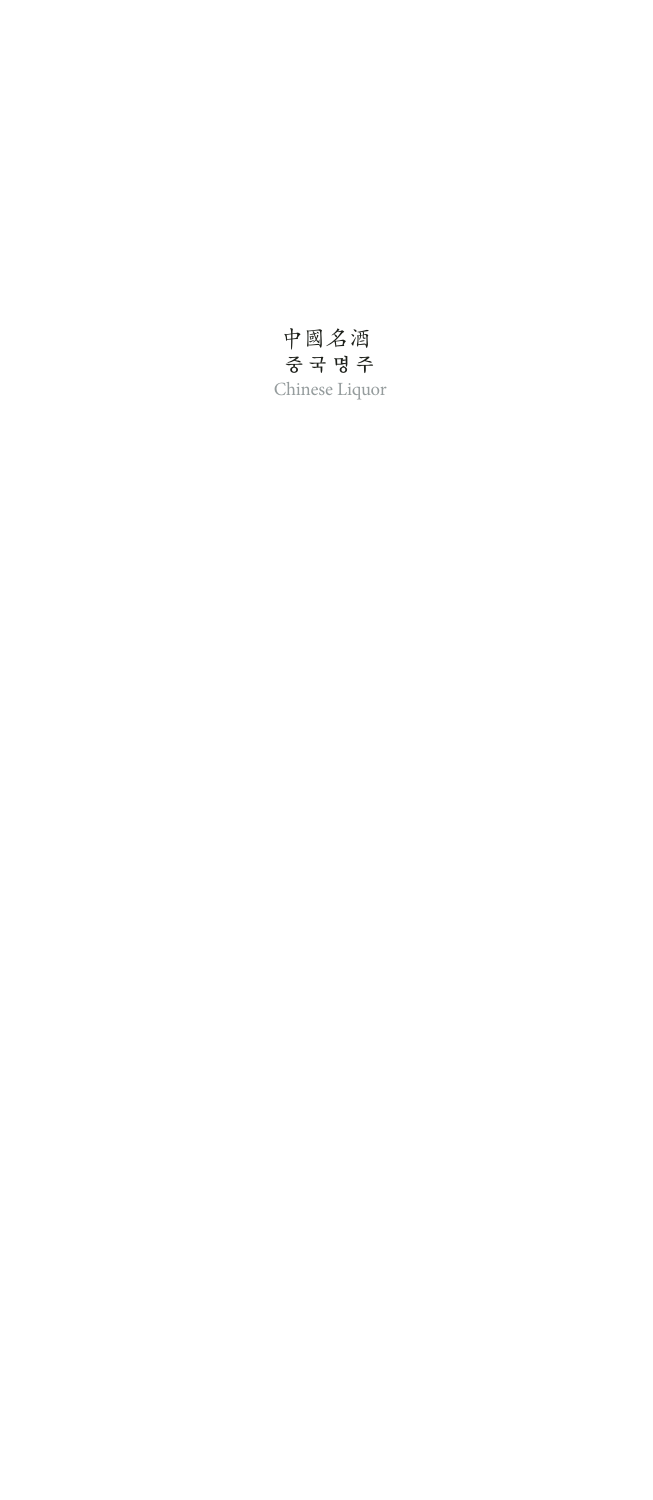中國名酒
중국명주
Chinese Liquor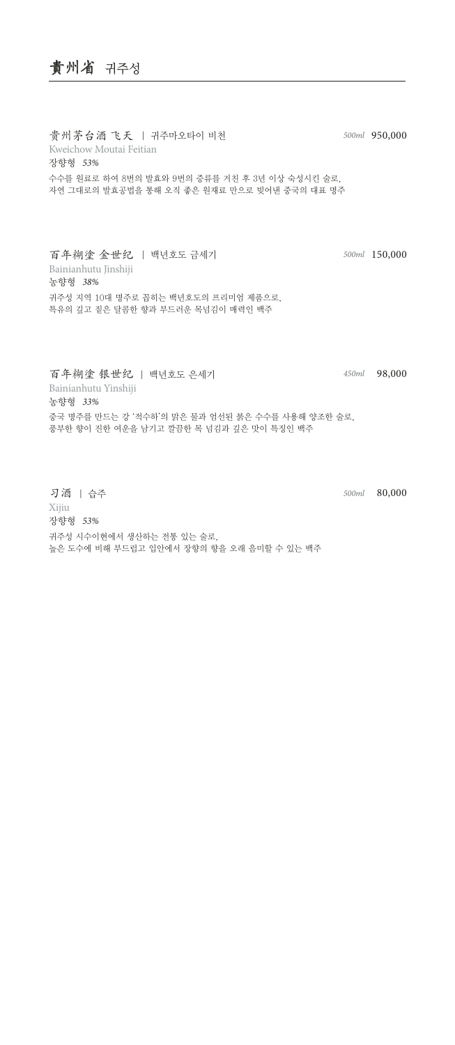# 貴州省 귀주성

### 贵州茅台酒 飞天 | 귀주마오타이 비천

*500ml* 950,000

Kweichow Moutai Feitian

장향형 *53%*

수수를 원료로 하여 8번의 발효와 9번의 증류를 거친 후 3년 이상 숙성시킨 술로,
자연 그대로의 발효공법을 통해 오직 좋은 원재료 만으로 빚어낸 중국의 대표 명주

### 百年糊涂 金世纪 | 백년호도 금세기

*500ml* 150,000

Bainianhutu Jinshiji

농향형 *38%*

귀주성 지역 10대 명주로 꼽히는 백년호도의 프리미엄 제품으로,
특유의 깊고 짙은 달콤한 향과 부드러운 목넘김이 매력인 백주

### 百年糊涂 银世纪 | 백년호도 은세기

*450ml* 98,000

Bainianhutu Yinshiji

농향형 *33%*

중국 명주를 만드는 강 '적수하'의 맑은 물과 엄선된 붉은 수수를 사용해 양조한 술로,
풍부한 향이 진한 여운을 남기고 깔끔한 목 넘김과 깊은 맛이 특징인 백주

### 习酒 | 습주

*500ml* 80,000

Xijiu

장향형 *53%*

귀주성 시수이현에서 생산하는 전통 있는 술로,
높은 도수에 비해 부드럽고 입안에서 장향의 향을 오래 음미할 수 있는 백주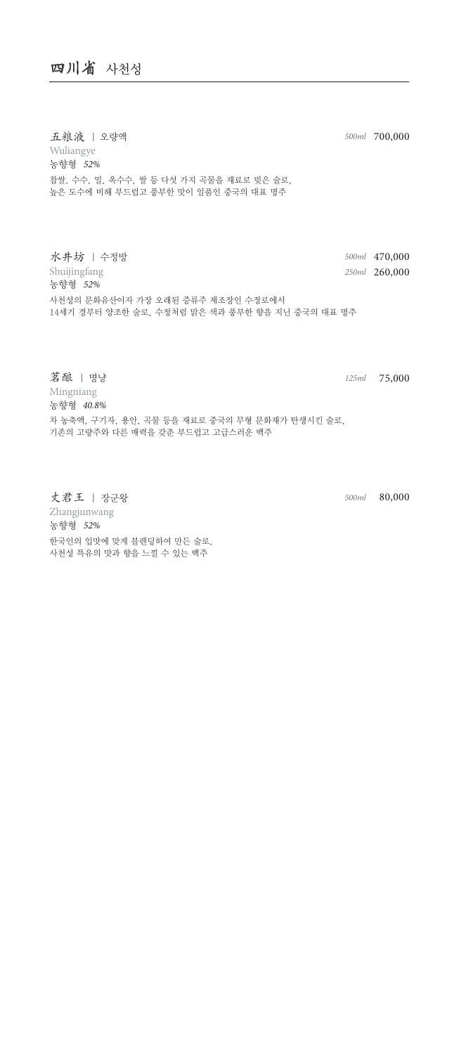# 四川省 사천성

### 五粮液 | 오량액

*500ml* 700,000

Wuliangye

농향형 *52%*

찹쌀, 수수, 밀, 옥수수, 쌀 등 다섯 가지 곡물을 재료로 빚은 술로,
높은 도수에 비해 부드럽고 풍부한 맛이 일품인 중국의 대표 명주

### 水井坊 | 수정방

*500ml* 470,000
*250ml* 260,000

Shuijingfang

농향형 *52%*

사천성의 문화유산이자 가장 오래된 증류주 제조장인 수정로에서
14세기 경부터 양조한 술로, 수정처럼 맑은 색과 풍부한 향을 지닌 중국의 대표 명주

### 茗酿 | 명냥

*125ml* 75,000

Mingniang

농향형 *40.8%*

차 농축액, 구기자, 용안, 곡물 등을 재료로 중국의 무형 문화재가 탄생시킨 술로,
기존의 고량주와 다른 매력을 갖춘 부드럽고 고급스러운 백주

### 丈君王 | 장군왕

*500ml* 80,000

Zhangjunwang

농향형 *52%*

한국인의 입맛에 맞게 블렌딩하여 만든 술로,
사천성 특유의 맛과 향을 느낄 수 있는 백주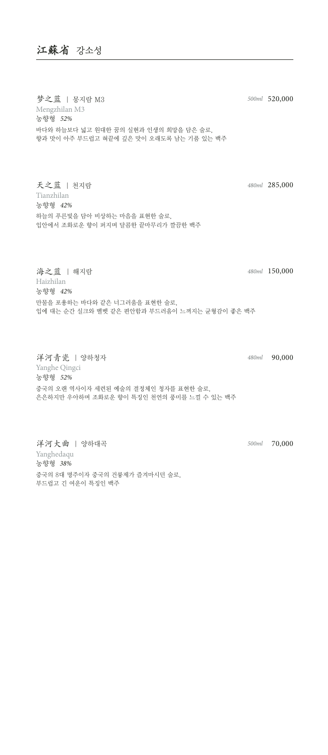## 江蘇省 강소성

### 梦之蓝 | 몽지람 M3

*500ml* 520,000

Mengzhilan M3

농향형 *52%*

바다와 하늘보다 넓고 원대한 꿈의 실현과 인생의 희망을 담은 술로,
향과 맛이 아주 부드럽고 혀끝에 깊은 맛이 오래도록 남는 기품 있는 백주

### 天之蓝 | 천지람

*480ml* 285,000

Tianzhilan

농향형 *42%*

하늘의 푸른빛을 담아 비상하는 마음을 표현한 술로,
입안에서 조화로운 향이 퍼지며 달콤한 끝마무리가 깔끔한 백주

### 海之蓝 | 해지람

*480ml* 150,000

Haizhilan

농향형 *42%*

만물을 포용하는 바다와 같은 너그러움을 표현한 술로,
입에 대는 순간 실크와 벨벳 같은 편안함과 부드러움이 느껴지는 균형감이 좋은 백주

### 洋河青瓷 | 양하청자

*480ml* 90,000

Yanghe Qingci

농향형 *52%*

중국의 오랜 역사이자 세련된 예술의 결정체인 청자를 표현한 술로,
은은하지만 우아하며 조화로운 향이 특징인 천연의 풍미를 느낄 수 있는 백주

### 洋河大曲 | 양하대곡

*500ml* 70,000

Yanghedaqu

농향형 *38%*

중국의 8대 명주이자 중국의 건륭제가 즐겨마시던 술로,
부드럽고 긴 여운이 특징인 백주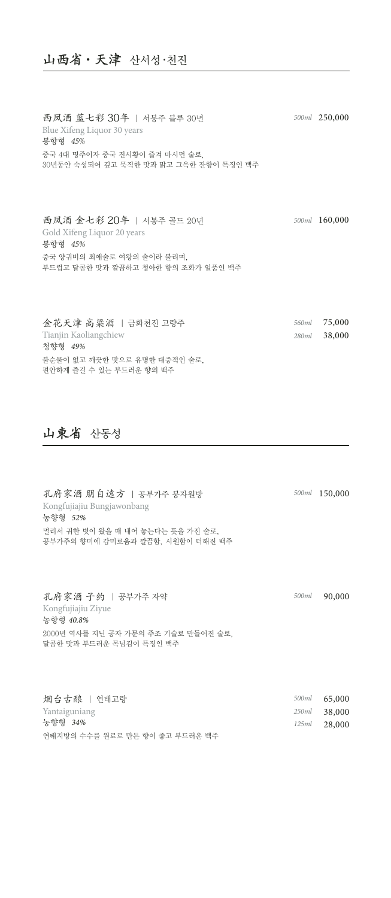## 山西省・天津 산서성·천진

**西凤酒 蓝七彩 30年** | 서봉주 블루 30년 — *500ml* 250,000
Blue Xifeng Liquor 30 years
봉향형 *45%*
중국 4대 명주이자 중국 진시황이 즐겨 마시던 술로,
30년동안 숙성되어 깊고 묵직한 맛과 맑고 그윽한 잔향이 특징인 백주

**西凤酒 金七彩 20年** | 서봉주 골드 20년 — *500ml* 160,000
Gold Xifeng Liquor 20 years
봉향형 *45%*
중국 양귀비의 최애술로 여왕의 술이라 불리며,
부드럽고 달콤한 맛과 깔끔하고 청아한 향의 조화가 일품인 백주

**金花天津 高粱酒** | 금화천진 고량주 — *560ml* 75,000 / *280ml* 38,000
Tianjin Kaoliangchiew
청향형 *49%*
불순물이 없고 깨끗한 맛으로 유명한 대중적인 술로,
편안하게 즐길 수 있는 부드러운 향의 백주

## 山東省 산동성

**孔府家酒 朋自遠方** | 공부가주 붕자원방 — *500ml* 150,000
Kongfujiajiu Bungjawonbang
농향형 *52%*
멀리서 귀한 벗이 왔을 때 내어 놓는다는 뜻을 가진 술로,
공부가주의 향미에 감미로움과 깔끔함, 시원함이 더해진 백주

**孔府家酒 子約** | 공부가주 자약 — *500ml* 90,000
Kongfujiajiu Ziyue
농향형 *40.8%*
2000년 역사를 지닌 공자 가문의 주조 기술로 만들어진 술로,
달콤한 맛과 부드러운 목넘김이 특징인 백주

**烟台古酿** | 연태고량 — *500ml* 65,000 / *250ml* 38,000 / *125ml* 28,000
Yantaiguniang
농향형 *34%*
연태지방의 수수를 원료로 만든 향이 좋고 부드러운 백주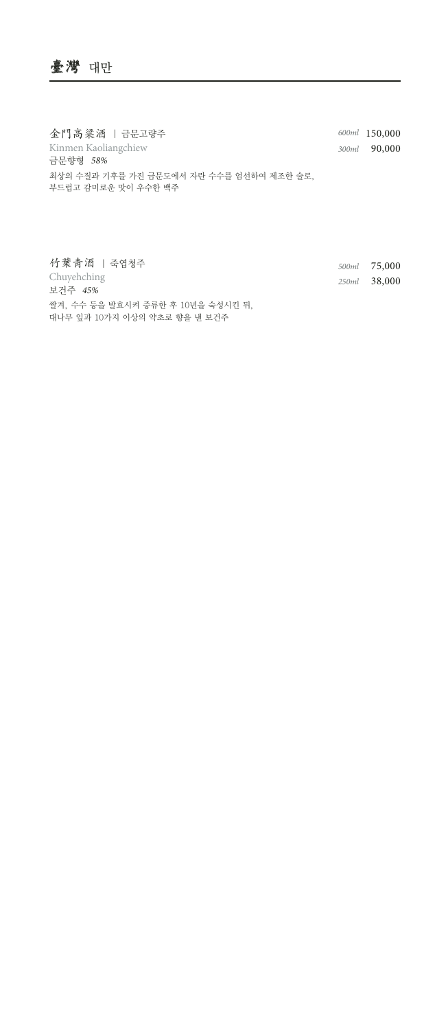# 臺灣 대만

### 金門高粱酒 | 금문고량주

Kinmen Kaoliangchiew
금문향형 *58%*

*600ml* 150,000
*300ml* 90,000

최상의 수질과 기후를 가진 금문도에서 자란 수수를 엄선하여 제조한 술로,
부드럽고 감미로운 맛이 우수한 백주

### 竹葉青酒 | 죽엽청주

Chuyehching
보건주 *45%*

*500ml* 75,000
*250ml* 38,000

쌀겨, 수수 등을 발효시켜 증류한 후 10년을 숙성시킨 뒤,
대나무 잎과 10가지 이상의 약초로 향을 낸 보건주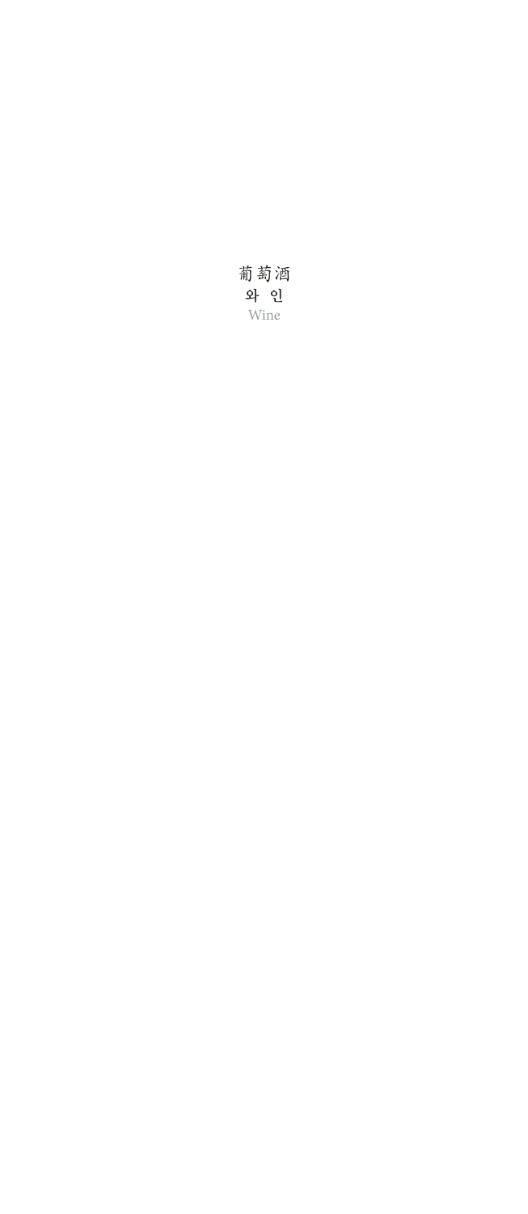# 葡萄酒
## 와 인
### Wine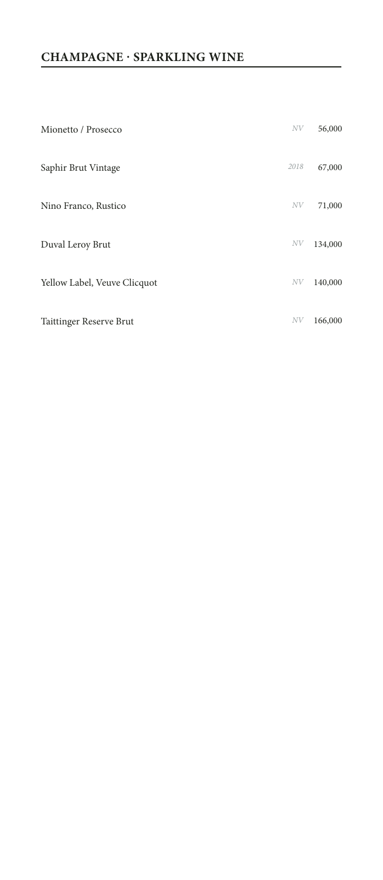## CHAMPAGNE · SPARKLING WINE

| | | |
|---|---|---|
| Mionetto / Prosecco | *NV* | 56,000 |
| Saphir Brut Vintage | *2018* | 67,000 |
| Nino Franco, Rustico | *NV* | 71,000 |
| Duval Leroy Brut | *NV* | 134,000 |
| Yellow Label, Veuve Clicquot | *NV* | 140,000 |
| Taittinger Reserve Brut | *NV* | 166,000 |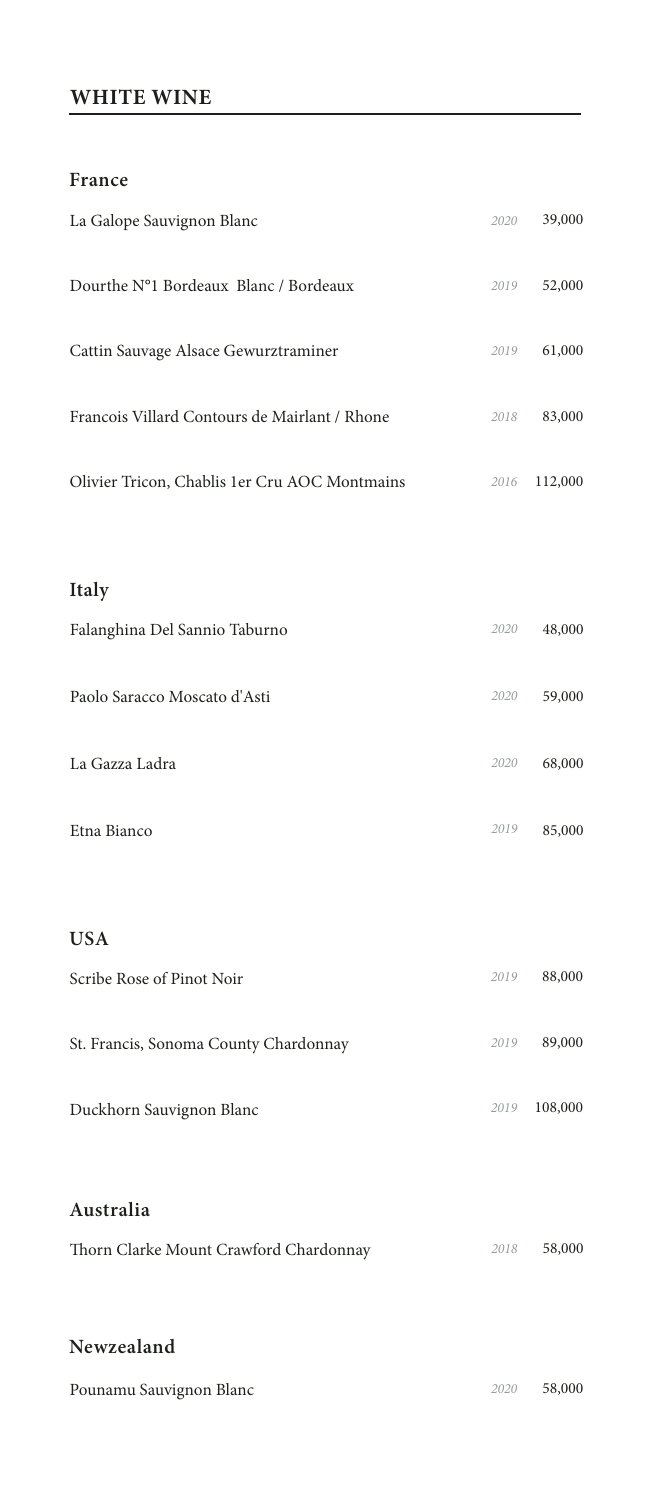## WHITE WINE

### France

| | | |
|---|---|---|
| La Galope Sauvignon Blanc | *2020* | 39,000 |
| Dourthe N°1 Bordeaux Blanc / Bordeaux | *2019* | 52,000 |
| Cattin Sauvage Alsace Gewurztraminer | *2019* | 61,000 |
| Francois Villard Contours de Mairlant / Rhone | *2018* | 83,000 |
| Olivier Tricon, Chablis 1er Cru AOC Montmains | *2016* | 112,000 |

### Italy

| | | |
|---|---|---|
| Falanghina Del Sannio Taburno | *2020* | 48,000 |
| Paolo Saracco Moscato d'Asti | *2020* | 59,000 |
| La Gazza Ladra | *2020* | 68,000 |
| Etna Bianco | *2019* | 85,000 |

### USA

| | | |
|---|---|---|
| Scribe Rose of Pinot Noir | *2019* | 88,000 |
| St. Francis, Sonoma County Chardonnay | *2019* | 89,000 |
| Duckhorn Sauvignon Blanc | *2019* | 108,000 |

### Australia

| | | |
|---|---|---|
| Thorn Clarke Mount Crawford Chardonnay | *2018* | 58,000 |

### Newzealand

| | | |
|---|---|---|
| Pounamu Sauvignon Blanc | *2020* | 58,000 |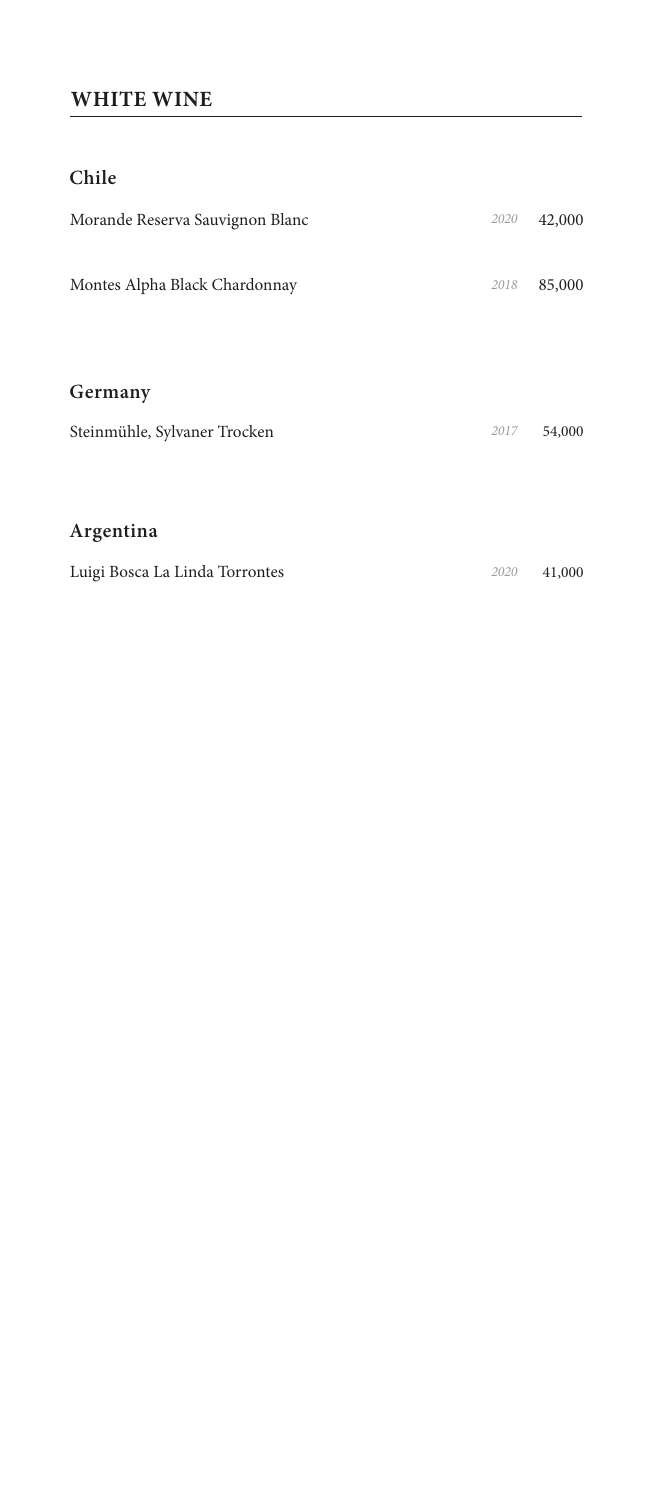## WHITE WINE

### Chile

| | | |
|---|---|---|
| Morande Reserva Sauvignon Blanc | *2020* | 42,000 |
| Montes Alpha Black Chardonnay | *2018* | 85,000 |

### Germany

| | | |
|---|---|---|
| Steinmühle, Sylvaner Trocken | *2017* | 54,000 |

### Argentina

| | | |
|---|---|---|
| Luigi Bosca La Linda Torrontes | *2020* | 41,000 |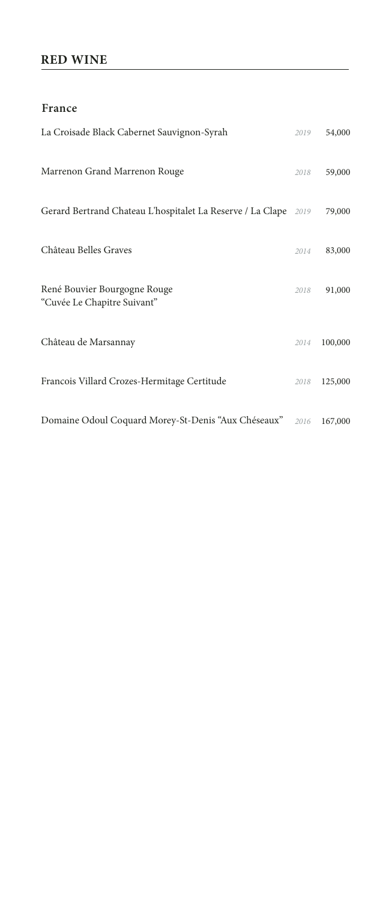## RED WINE

### France

| Wine | Vintage | Price |
|---|---|---|
| La Croisade Black Cabernet Sauvignon-Syrah | *2019* | 54,000 |
| Marrenon Grand Marrenon Rouge | *2018* | 59,000 |
| Gerard Bertrand Chateau L'hospitalet La Reserve / La Clape | *2019* | 79,000 |
| Château Belles Graves | *2014* | 83,000 |
| René Bouvier Bourgogne Rouge "Cuvée Le Chapitre Suivant" | *2018* | 91,000 |
| Château de Marsannay | *2014* | 100,000 |
| Francois Villard Crozes-Hermitage Certitude | *2018* | 125,000 |
| Domaine Odoul Coquard Morey-St-Denis "Aux Chéseaux" | *2016* | 167,000 |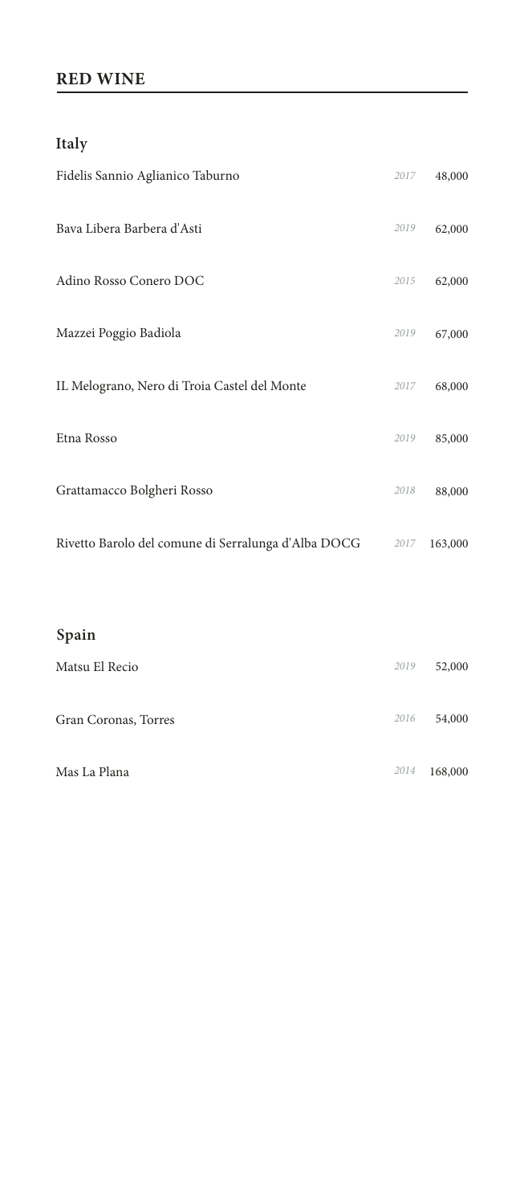## RED WINE

### Italy

| Wine | Vintage | Price |
|---|---|---|
| Fidelis Sannio Aglianico Taburno | *2017* | 48,000 |
| Bava Libera Barbera d'Asti | *2019* | 62,000 |
| Adino Rosso Conero DOC | *2015* | 62,000 |
| Mazzei Poggio Badiola | *2019* | 67,000 |
| IL Melograno, Nero di Troia Castel del Monte | *2017* | 68,000 |
| Etna Rosso | *2019* | 85,000 |
| Grattamacco Bolgheri Rosso | *2018* | 88,000 |
| Rivetto Barolo del comune di Serralunga d'Alba DOCG | *2017* | 163,000 |

### Spain

| Wine | Vintage | Price |
|---|---|---|
| Matsu El Recio | *2019* | 52,000 |
| Gran Coronas, Torres | *2016* | 54,000 |
| Mas La Plana | *2014* | 168,000 |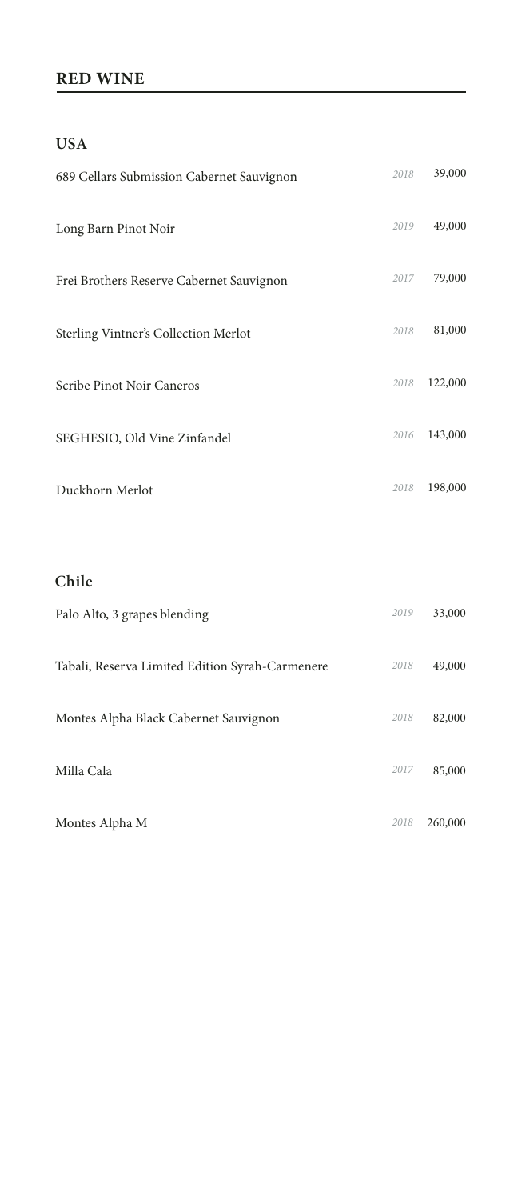## RED WINE

### USA

| | | |
|---|---|---|
| 689 Cellars Submission Cabernet Sauvignon | *2018* | 39,000 |
| Long Barn Pinot Noir | *2019* | 49,000 |
| Frei Brothers Reserve Cabernet Sauvignon | *2017* | 79,000 |
| Sterling Vintner's Collection Merlot | *2018* | 81,000 |
| Scribe Pinot Noir Caneros | *2018* | 122,000 |
| SEGHESIO, Old Vine Zinfandel | *2016* | 143,000 |
| Duckhorn Merlot | *2018* | 198,000 |

### Chile

| | | |
|---|---|---|
| Palo Alto, 3 grapes blending | *2019* | 33,000 |
| Tabali, Reserva Limited Edition Syrah-Carmenere | *2018* | 49,000 |
| Montes Alpha Black Cabernet Sauvignon | *2018* | 82,000 |
| Milla Cala | *2017* | 85,000 |
| Montes Alpha M | *2018* | 260,000 |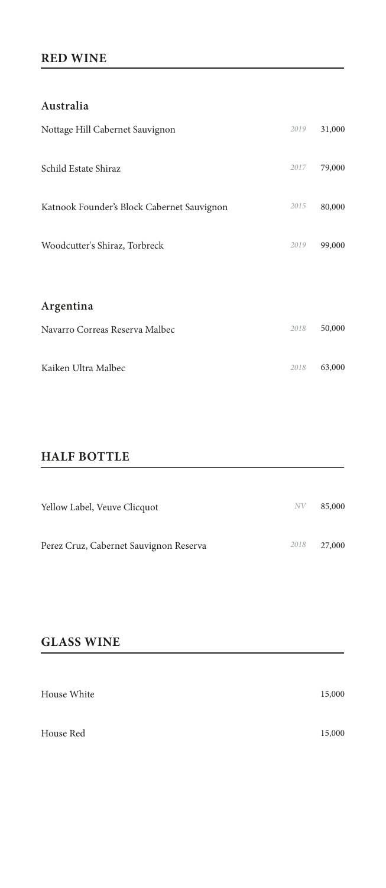## RED WINE

### Australia

| Wine | Vintage | Price |
|---|---|---|
| Nottage Hill Cabernet Sauvignon | *2019* | 31,000 |
| Schild Estate Shiraz | *2017* | 79,000 |
| Katnook Founder's Block Cabernet Sauvignon | *2015* | 80,000 |
| Woodcutter's Shiraz, Torbreck | *2019* | 99,000 |

### Argentina

| Wine | Vintage | Price |
|---|---|---|
| Navarro Correas Reserva Malbec | *2018* | 50,000 |
| Kaiken Ultra Malbec | *2018* | 63,000 |

## HALF BOTTLE

| Wine | Vintage | Price |
|---|---|---|
| Yellow Label, Veuve Clicquot | *NV* | 85,000 |
| Perez Cruz, Cabernet Sauvignon Reserva | *2018* | 27,000 |

## GLASS WINE

| Wine | Price |
|---|---|
| House White | 15,000 |
| House Red | 15,000 |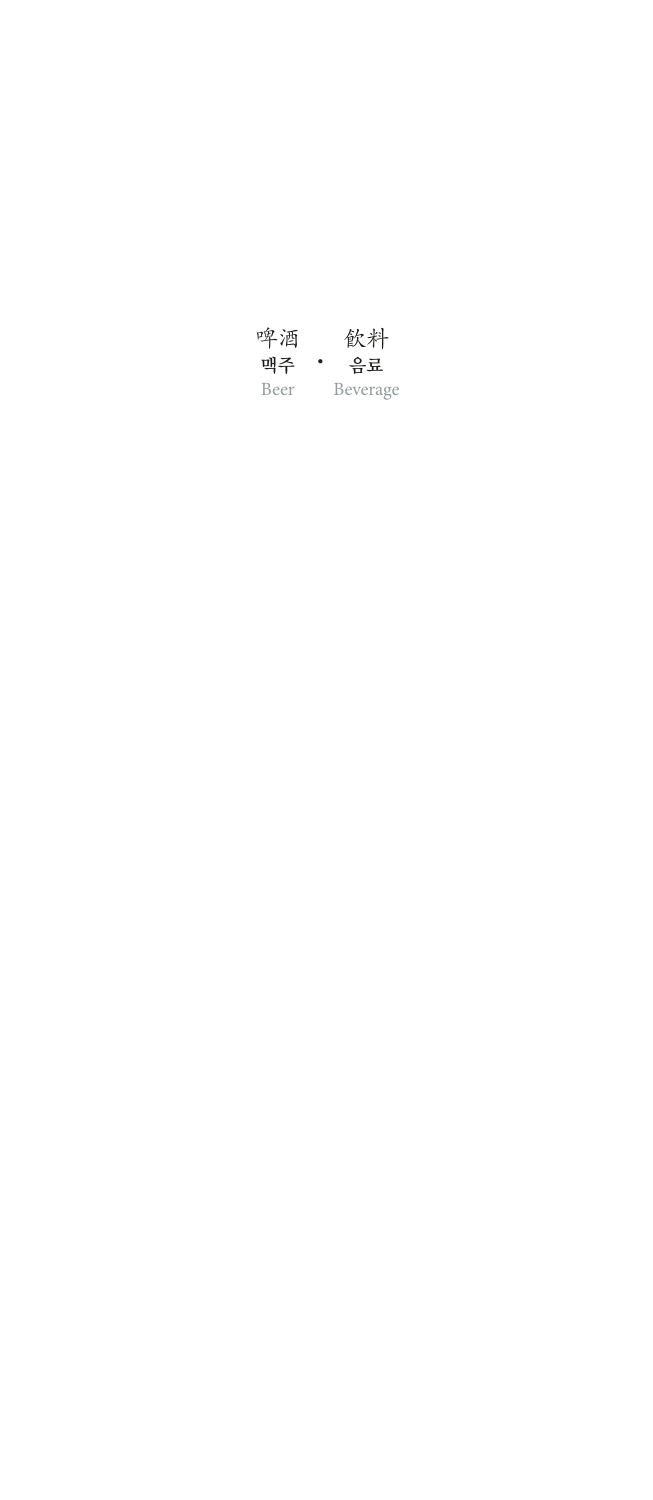啤酒 · 飲料

맥주 · 음료

Beer · Beverage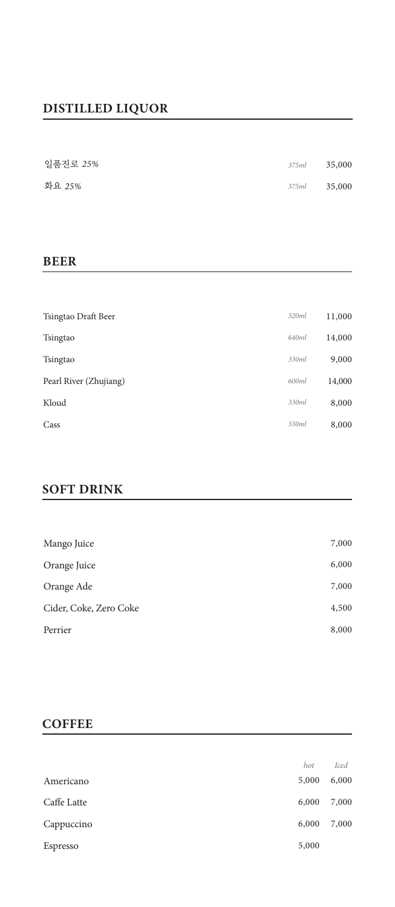## DISTILLED LIQUOR

| | | |
|---|---|---|
| 일품진로 *25%* | *375ml* | 35,000 |
| 화요 *25%* | *375ml* | 35,000 |

## BEER

| | | |
|---|---|---|
| Tsingtao Draft Beer | *320ml* | 11,000 |
| Tsingtao | *640ml* | 14,000 |
| Tsingtao | *330ml* | 9,000 |
| Pearl River (Zhujiang) | *600ml* | 14,000 |
| Kloud | *330ml* | 8,000 |
| Cass | *330ml* | 8,000 |

## SOFT DRINK

| | |
|---|---|
| Mango Juice | 7,000 |
| Orange Juice | 6,000 |
| Orange Ade | 7,000 |
| Cider, Coke, Zero Coke | 4,500 |
| Perrier | 8,000 |

## COFFEE

| | *hot* | *Iced* |
|---|---|---|
| Americano | 5,000 | 6,000 |
| Caffe Latte | 6,000 | 7,000 |
| Cappuccino | 6,000 | 7,000 |
| Espresso | 5,000 | |